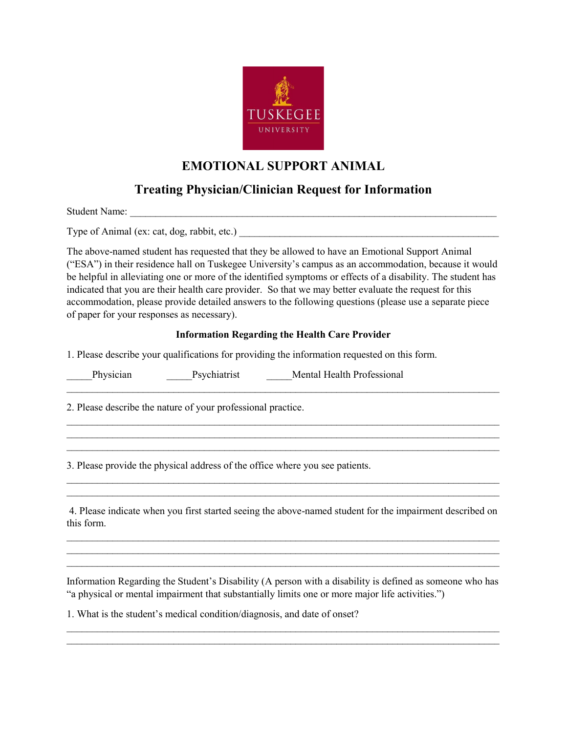TUSKEGEE UNIVERSITY

# EMOTIONAL SUPPORT ANIMAL

## Treating Physician/Clinician Request for Information

Student Name: ___________________________________________________________________________

Type of Animal (ex: cat, dog, rabbit, etc.) ___________________________________________________

The above-named student has requested that they be allowed to have an Emotional Support Animal ("ESA") in their residence hall on Tuskegee University's campus as an accommodation, because it would be helpful in alleviating one or more of the identified symptoms or effects of a disability. The student has indicated that you are their health care provider. So that we may better evaluate the request for this accommodation, please provide detailed answers to the following questions (please use a separate piece of paper for your responses as necessary).

**Information Regarding the Health Care Provider**

1. Please describe your qualifications for providing the information requested on this form.

_____Physician _____Psychiatrist _____Mental Health Professional

_____________________________________________________________________________________

2. Please describe the nature of your professional practice.

_____________________________________________________________________________________
_____________________________________________________________________________________
_____________________________________________________________________________________

3. Please provide the physical address of the office where you see patients.

_____________________________________________________________________________________
_____________________________________________________________________________________

4. Please indicate when you first started seeing the above-named student for the impairment described on this form.

_____________________________________________________________________________________
_____________________________________________________________________________________
_____________________________________________________________________________________

Information Regarding the Student's Disability (A person with a disability is defined as someone who has "a physical or mental impairment that substantially limits one or more major life activities.")

1. What is the student's medical condition/diagnosis, and date of onset?

_____________________________________________________________________________________
_____________________________________________________________________________________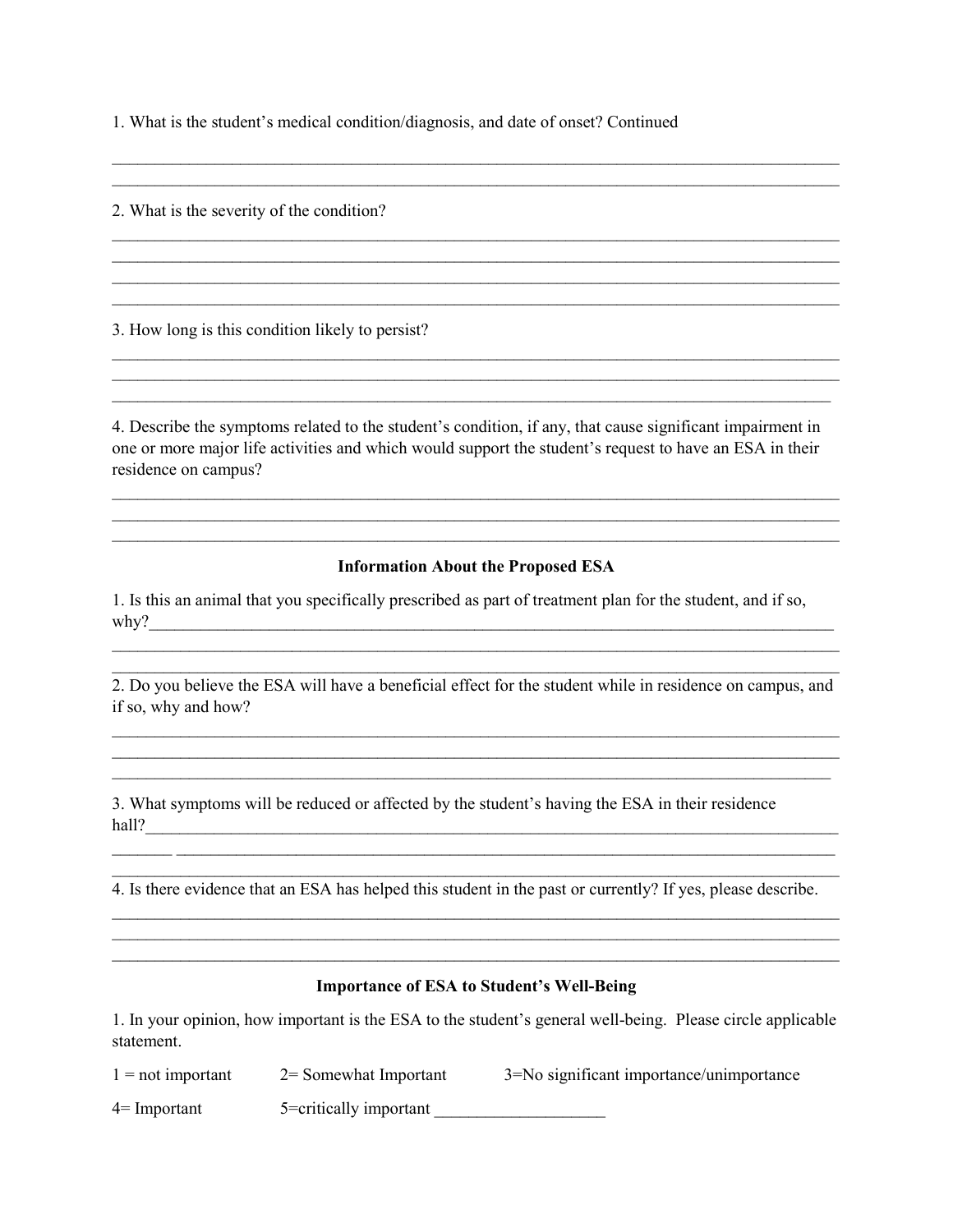1. What is the student's medical condition/diagnosis, and date of onset? Continued

______________________________________________________________________________________
______________________________________________________________________________________

2. What is the severity of the condition?

______________________________________________________________________________________
______________________________________________________________________________________
______________________________________________________________________________________
______________________________________________________________________________________

3. How long is this condition likely to persist?

______________________________________________________________________________________
______________________________________________________________________________________
_____________________________________________________________________________________

4. Describe the symptoms related to the student's condition, if any, that cause significant impairment in one or more major life activities and which would support the student's request to have an ESA in their residence on campus?

______________________________________________________________________________________
______________________________________________________________________________________
______________________________________________________________________________________

**Information About the Proposed ESA**

1. Is this an animal that you specifically prescribed as part of treatment plan for the student, and if so, why?___________________________________________________________________________________
______________________________________________________________________________________
______________________________________________________________________________________

2. Do you believe the ESA will have a beneficial effect for the student while in residence on campus, and if so, why and how?

______________________________________________________________________________________
______________________________________________________________________________________
_____________________________________________________________________________________

3. What symptoms will be reduced or affected by the student's having the ESA in their residence hall?_______________________________________________________________________________
_______ ______________________________________________________________________________
______________________________________________________________________________________

4. Is there evidence that an ESA has helped this student in the past or currently? If yes, please describe.

______________________________________________________________________________________
______________________________________________________________________________________
______________________________________________________________________________________

**Importance of ESA to Student's Well-Being**

1. In your opinion, how important is the ESA to the student's general well-being. Please circle applicable statement.

1 = not important     2= Somewhat Important     3=No significant importance/unimportance

4= Important     5=critically important ____________________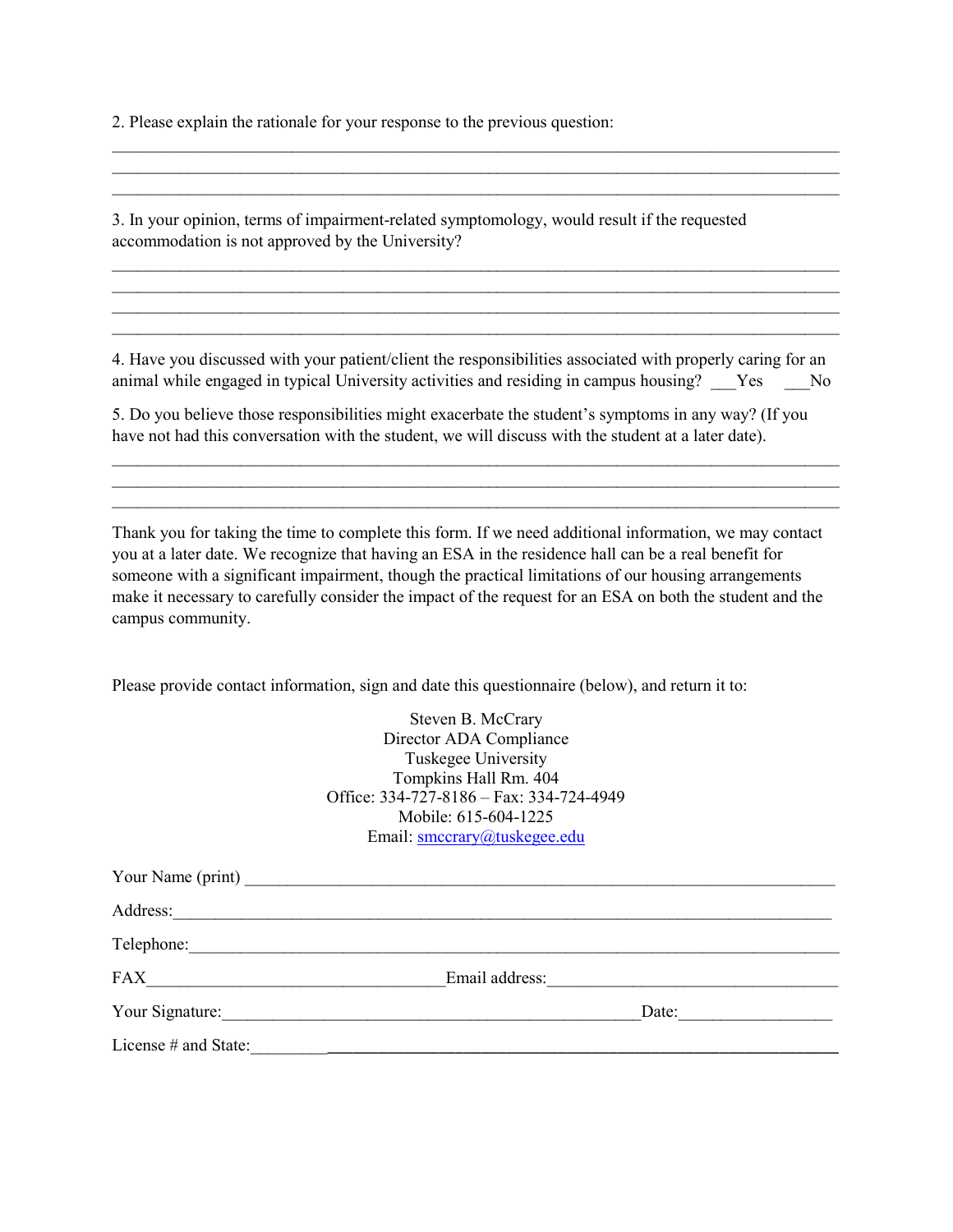2. Please explain the rationale for your response to the previous question:

\_\_\_\_\_\_\_\_\_\_\_\_\_\_\_\_\_\_\_\_\_\_\_\_\_\_\_\_\_\_\_\_\_\_\_\_\_\_\_\_\_\_\_\_\_\_\_\_\_\_\_\_\_\_\_\_\_\_\_\_\_\_\_\_\_\_\_\_\_\_\_\_\_\_\_\_

\_\_\_\_\_\_\_\_\_\_\_\_\_\_\_\_\_\_\_\_\_\_\_\_\_\_\_\_\_\_\_\_\_\_\_\_\_\_\_\_\_\_\_\_\_\_\_\_\_\_\_\_\_\_\_\_\_\_\_\_\_\_\_\_\_\_\_\_\_\_\_\_\_\_\_\_

\_\_\_\_\_\_\_\_\_\_\_\_\_\_\_\_\_\_\_\_\_\_\_\_\_\_\_\_\_\_\_\_\_\_\_\_\_\_\_\_\_\_\_\_\_\_\_\_\_\_\_\_\_\_\_\_\_\_\_\_\_\_\_\_\_\_\_\_\_\_\_\_\_\_\_\_

3. In your opinion, terms of impairment-related symptomology, would result if the requested accommodation is not approved by the University?

\_\_\_\_\_\_\_\_\_\_\_\_\_\_\_\_\_\_\_\_\_\_\_\_\_\_\_\_\_\_\_\_\_\_\_\_\_\_\_\_\_\_\_\_\_\_\_\_\_\_\_\_\_\_\_\_\_\_\_\_\_\_\_\_\_\_\_\_\_\_\_\_\_\_\_\_

\_\_\_\_\_\_\_\_\_\_\_\_\_\_\_\_\_\_\_\_\_\_\_\_\_\_\_\_\_\_\_\_\_\_\_\_\_\_\_\_\_\_\_\_\_\_\_\_\_\_\_\_\_\_\_\_\_\_\_\_\_\_\_\_\_\_\_\_\_\_\_\_\_\_\_\_

\_\_\_\_\_\_\_\_\_\_\_\_\_\_\_\_\_\_\_\_\_\_\_\_\_\_\_\_\_\_\_\_\_\_\_\_\_\_\_\_\_\_\_\_\_\_\_\_\_\_\_\_\_\_\_\_\_\_\_\_\_\_\_\_\_\_\_\_\_\_\_\_\_\_\_\_

\_\_\_\_\_\_\_\_\_\_\_\_\_\_\_\_\_\_\_\_\_\_\_\_\_\_\_\_\_\_\_\_\_\_\_\_\_\_\_\_\_\_\_\_\_\_\_\_\_\_\_\_\_\_\_\_\_\_\_\_\_\_\_\_\_\_\_\_\_\_\_\_\_\_\_\_

4. Have you discussed with your patient/client the responsibilities associated with properly caring for an animal while engaged in typical University activities and residing in campus housing? \_\_\_Yes \_\_\_No

5. Do you believe those responsibilities might exacerbate the student's symptoms in any way? (If you have not had this conversation with the student, we will discuss with the student at a later date).

\_\_\_\_\_\_\_\_\_\_\_\_\_\_\_\_\_\_\_\_\_\_\_\_\_\_\_\_\_\_\_\_\_\_\_\_\_\_\_\_\_\_\_\_\_\_\_\_\_\_\_\_\_\_\_\_\_\_\_\_\_\_\_\_\_\_\_\_\_\_\_\_\_\_\_\_

\_\_\_\_\_\_\_\_\_\_\_\_\_\_\_\_\_\_\_\_\_\_\_\_\_\_\_\_\_\_\_\_\_\_\_\_\_\_\_\_\_\_\_\_\_\_\_\_\_\_\_\_\_\_\_\_\_\_\_\_\_\_\_\_\_\_\_\_\_\_\_\_\_\_\_\_

\_\_\_\_\_\_\_\_\_\_\_\_\_\_\_\_\_\_\_\_\_\_\_\_\_\_\_\_\_\_\_\_\_\_\_\_\_\_\_\_\_\_\_\_\_\_\_\_\_\_\_\_\_\_\_\_\_\_\_\_\_\_\_\_\_\_\_\_\_\_\_\_\_\_\_\_

Thank you for taking the time to complete this form. If we need additional information, we may contact you at a later date. We recognize that having an ESA in the residence hall can be a real benefit for someone with a significant impairment, though the practical limitations of our housing arrangements make it necessary to carefully consider the impact of the request for an ESA on both the student and the campus community.

Please provide contact information, sign and date this questionnaire (below), and return it to:

Steven B. McCrary
Director ADA Compliance
Tuskegee University
Tompkins Hall Rm. 404
Office: 334-727-8186 – Fax: 334-724-4949
Mobile: 615-604-1225
Email: smccrary@tuskegee.edu

Your Name (print) \_\_\_\_\_\_\_\_\_\_\_\_\_\_\_\_\_\_\_\_\_\_\_\_\_\_\_\_\_\_\_\_\_\_\_\_\_\_\_\_\_\_\_\_\_\_\_\_\_\_\_\_\_\_\_\_\_\_\_\_

Address:\_\_\_\_\_\_\_\_\_\_\_\_\_\_\_\_\_\_\_\_\_\_\_\_\_\_\_\_\_\_\_\_\_\_\_\_\_\_\_\_\_\_\_\_\_\_\_\_\_\_\_\_\_\_\_\_\_\_\_\_\_\_\_\_\_\_

Telephone:\_\_\_\_\_\_\_\_\_\_\_\_\_\_\_\_\_\_\_\_\_\_\_\_\_\_\_\_\_\_\_\_\_\_\_\_\_\_\_\_\_\_\_\_\_\_\_\_\_\_\_\_\_\_\_\_\_\_\_\_\_\_\_\_

FAX\_\_\_\_\_\_\_\_\_\_\_\_\_\_\_\_\_\_\_\_\_\_\_\_\_\_\_\_\_\_\_Email address:\_\_\_\_\_\_\_\_\_\_\_\_\_\_\_\_\_\_\_\_\_\_\_\_\_\_\_\_\_\_\_

Your Signature:\_\_\_\_\_\_\_\_\_\_\_\_\_\_\_\_\_\_\_\_\_\_\_\_\_\_\_\_\_\_\_\_\_\_\_\_\_\_\_\_\_\_\_\_\_Date:\_\_\_\_\_\_\_\_\_\_\_\_\_\_\_\_

License # and State:\_\_\_\_\_\_\_\_\_\_\_\_\_\_\_\_\_\_\_\_\_\_\_\_\_\_\_\_\_\_\_\_\_\_\_\_\_\_\_\_\_\_\_\_\_\_\_\_\_\_\_\_\_\_\_\_\_\_\_\_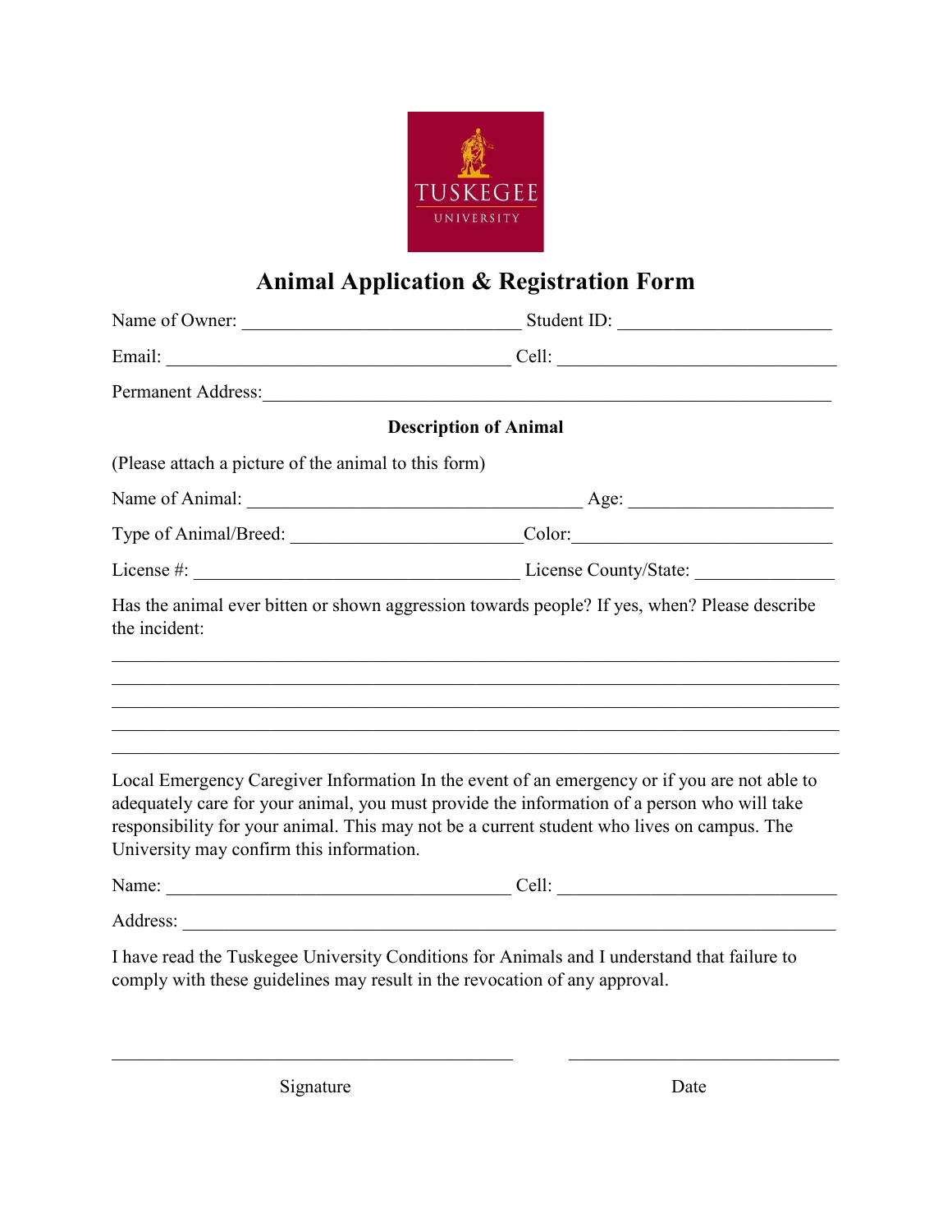# Animal Application & Registration Form

Name of Owner: ______________________________ Student ID: ______________________

Email: _____________________________________ Cell: ______________________________

Permanent Address:_____________________________________________________________

**Description of Animal**

(Please attach a picture of the animal to this form)

Name of Animal: ____________________________________ Age: ______________________

Type of Animal/Breed: _________________________Color:____________________________

License #: ____________________________________ License County/State: _______________

Has the animal ever bitten or shown aggression towards people? If yes, when? Please describe the incident:

_______________________________________________________________________________
_______________________________________________________________________________
_______________________________________________________________________________
_______________________________________________________________________________
_______________________________________________________________________________

Local Emergency Caregiver Information In the event of an emergency or if you are not able to adequately care for your animal, you must provide the information of a person who will take responsibility for your animal. This may not be a current student who lives on campus. The University may confirm this information.

Name: _____________________________________ Cell: ______________________________

Address: ______________________________________________________________________

I have read the Tuskegee University Conditions for Animals and I understand that failure to comply with these guidelines may result in the revocation of any approval.

_____________________________________________ ______________________________

Signature Date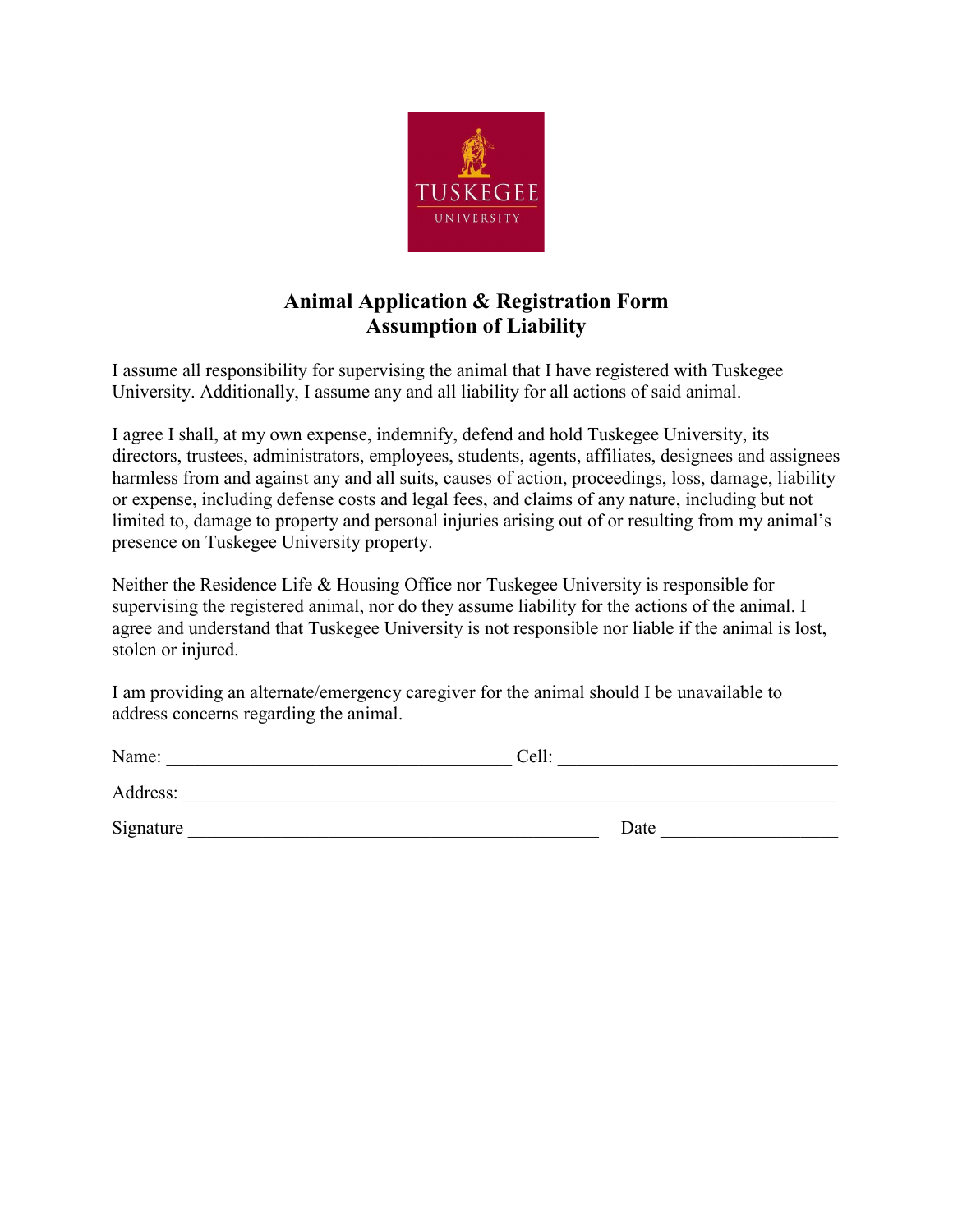TUSKEGEE
UNIVERSITY

## Animal Application & Registration Form
## Assumption of Liability

I assume all responsibility for supervising the animal that I have registered with Tuskegee University. Additionally, I assume any and all liability for all actions of said animal.

I agree I shall, at my own expense, indemnify, defend and hold Tuskegee University, its directors, trustees, administrators, employees, students, agents, affiliates, designees and assignees harmless from and against any and all suits, causes of action, proceedings, loss, damage, liability or expense, including defense costs and legal fees, and claims of any nature, including but not limited to, damage to property and personal injuries arising out of or resulting from my animal's presence on Tuskegee University property.

Neither the Residence Life & Housing Office nor Tuskegee University is responsible for supervising the registered animal, nor do they assume liability for the actions of the animal. I agree and understand that Tuskegee University is not responsible nor liable if the animal is lost, stolen or injured.

I am providing an alternate/emergency caregiver for the animal should I be unavailable to address concerns regarding the animal.

Name: ____________________________________ Cell: ______________________________

Address: ______________________________________________________________________

Signature ____________________________________________ Date ___________________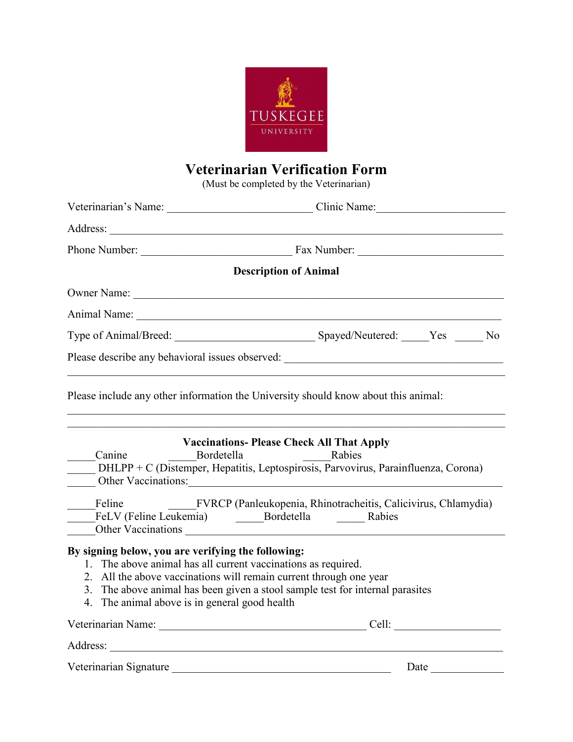TUSKEGEE

UNIVERSITY

# Veterinarian Verification Form

(Must be completed by the Veterinarian)

Veterinarian's Name: ___________________________ Clinic Name:______________________

Address: ________________________________________________________________________

Phone Number: ___________________________ Fax Number: ___________________________

### Description of Animal

Owner Name: ____________________________________________________________________

Animal Name: ____________________________________________________________________

Type of Animal/Breed: _________________________ Spayed/Neutered: _____Yes _____ No

Please describe any behavioral issues observed: _________________________________________

________________________________________________________________________________

Please include any other information the University should know about this animal:

________________________________________________________________________________

________________________________________________________________________________

### Vaccinations- Please Check All That Apply

_____Canine _____Bordetella _____Rabies

_____ DHLPP + C (Distemper, Hepatitis, Leptospirosis, Parvovirus, Parainfluenza, Corona)

_____ Other Vaccinations:____________________________________________________________

_____Feline _____FVRCP (Panleukopenia, Rhinotracheitis, Calicivirus, Chlamydia)

_____FeLV (Feline Leukemia) _____Bordetella _____ Rabies

_____Other Vaccinations ____________________________________________________________

**By signing below, you are verifying the following:**

1. The above animal has all current vaccinations as required.
2. All the above vaccinations will remain current through one year
3. The above animal has been given a stool sample test for internal parasites
4. The animal above is in general good health

Veterinarian Name: _____________________________________ Cell: __________________

Address: ________________________________________________________________________

Veterinarian Signature ________________________________________ Date _____________